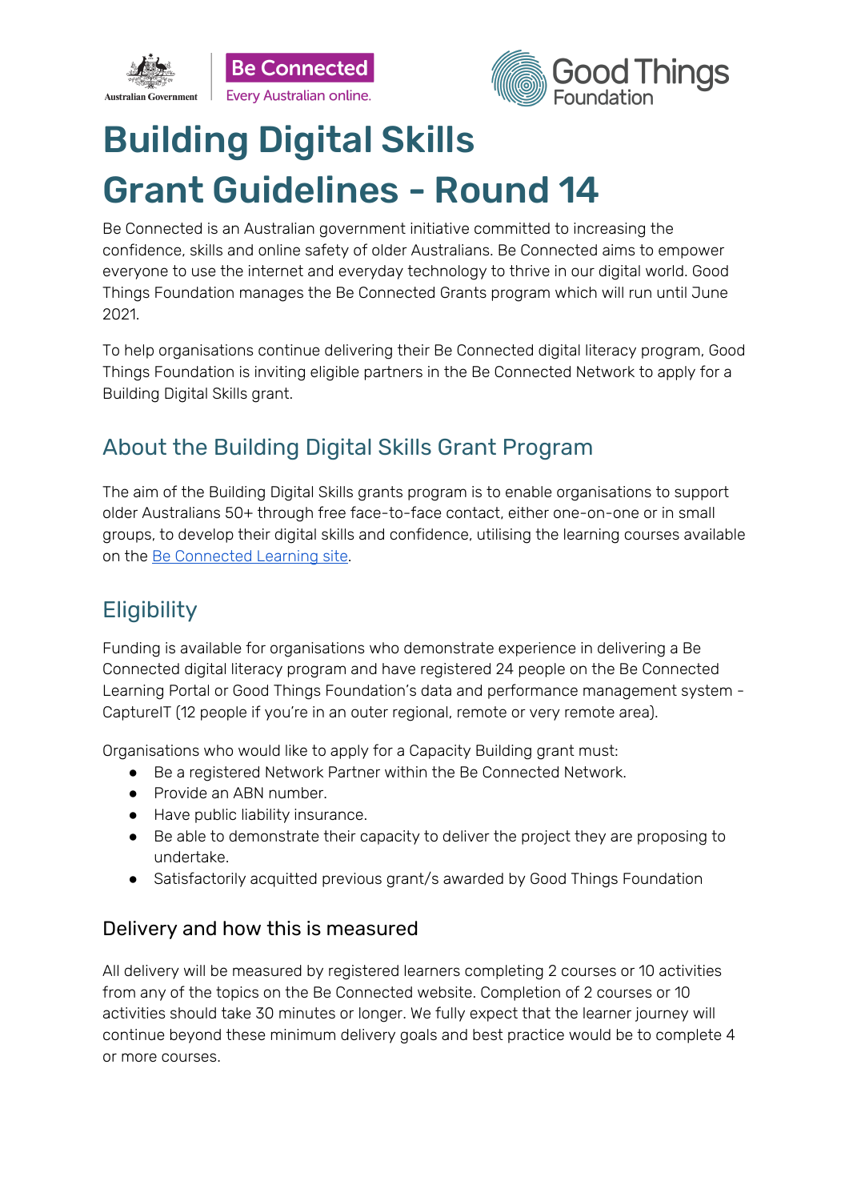# Building Digital Skills Grant Guidelines - Round 14

Be Connected is an Australian government initiative committed to increasing the confidence, skills and online safety of older Australians. Be Connected aims to empower everyone to use the internet and everyday technology to thrive in our digital world. Good Things Foundation manages the Be Connected Grants program which will run until June 2021.

To help organisations continue delivering their Be Connected digital literacy program, Good Things Foundation is inviting eligible partners in the Be Connected Network to apply for a Building Digital Skills grant.

## About the Building Digital Skills Grant Program

The aim of the Building Digital Skills grants program is to enable organisations to support older Australians 50+ through free face-to-face contact, either one-on-one or in small groups, to develop their digital skills and confidence, utilising the learning courses available on the Be Connected Learning site.

## Eligibility

Funding is available for organisations who demonstrate experience in delivering a Be Connected digital literacy program and have registered 24 people on the Be Connected Learning Portal or Good Things Foundation's data and performance management system - CaptureIT (12 people if you're in an outer regional, remote or very remote area).

Organisations who would like to apply for a Capacity Building grant must:

- Be a registered Network Partner within the Be Connected Network.
- Provide an ABN number.
- Have public liability insurance.
- Be able to demonstrate their capacity to deliver the project they are proposing to undertake.
- Satisfactorily acquitted previous grant/s awarded by Good Things Foundation

### Delivery and how this is measured

All delivery will be measured by registered learners completing 2 courses or 10 activities from any of the topics on the Be Connected website. Completion of 2 courses or 10 activities should take 30 minutes or longer. We fully expect that the learner journey will continue beyond these minimum delivery goals and best practice would be to complete 4 or more courses.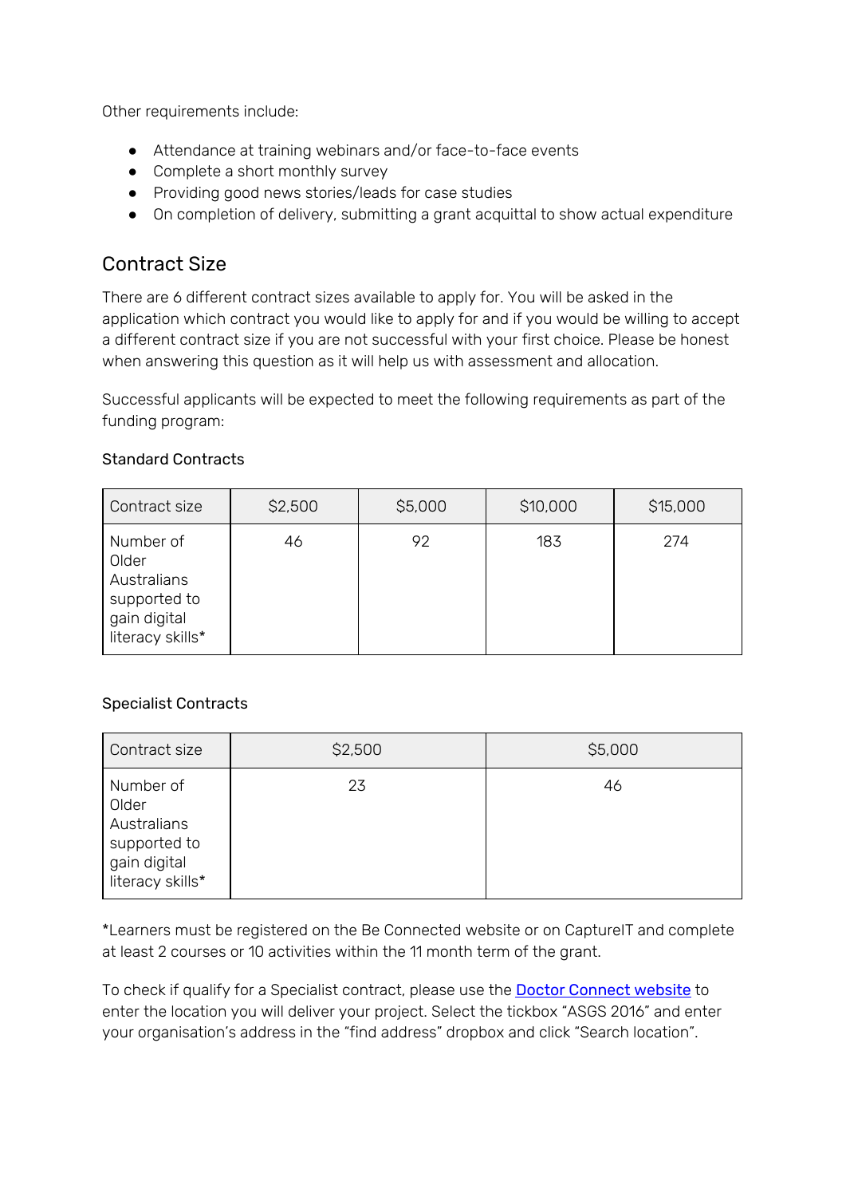Other requirements include:

- Attendance at training webinars and/or face-to-face events
- Complete a short monthly survey
- Providing good news stories/leads for case studies
- On completion of delivery, submitting a grant acquittal to show actual expenditure

## Contract Size

There are 6 different contract sizes available to apply for. You will be asked in the application which contract you would like to apply for and if you would be willing to accept a different contract size if you are not successful with your first choice. Please be honest when answering this question as it will help us with assessment and allocation.

Successful applicants will be expected to meet the following requirements as part of the funding program:

Standard Contracts

| Contract size | $2,500 | $5,000 | $10,000 | $15,000 |
|---|---|---|---|---|
| Number of Older Australians supported to gain digital literacy skills* | 46 | 92 | 183 | 274 |

Specialist Contracts

| Contract size | $2,500 | $5,000 |
|---|---|---|
| Number of Older Australians supported to gain digital literacy skills* | 23 | 46 |

*Learners must be registered on the Be Connected website or on CaptureIT and complete at least 2 courses or 10 activities within the 11 month term of the grant.

To check if qualify for a Specialist contract, please use the [Doctor Connect website] to enter the location you will deliver your project. Select the tickbox "ASGS 2016" and enter your organisation's address in the "find address" dropbox and click "Search location".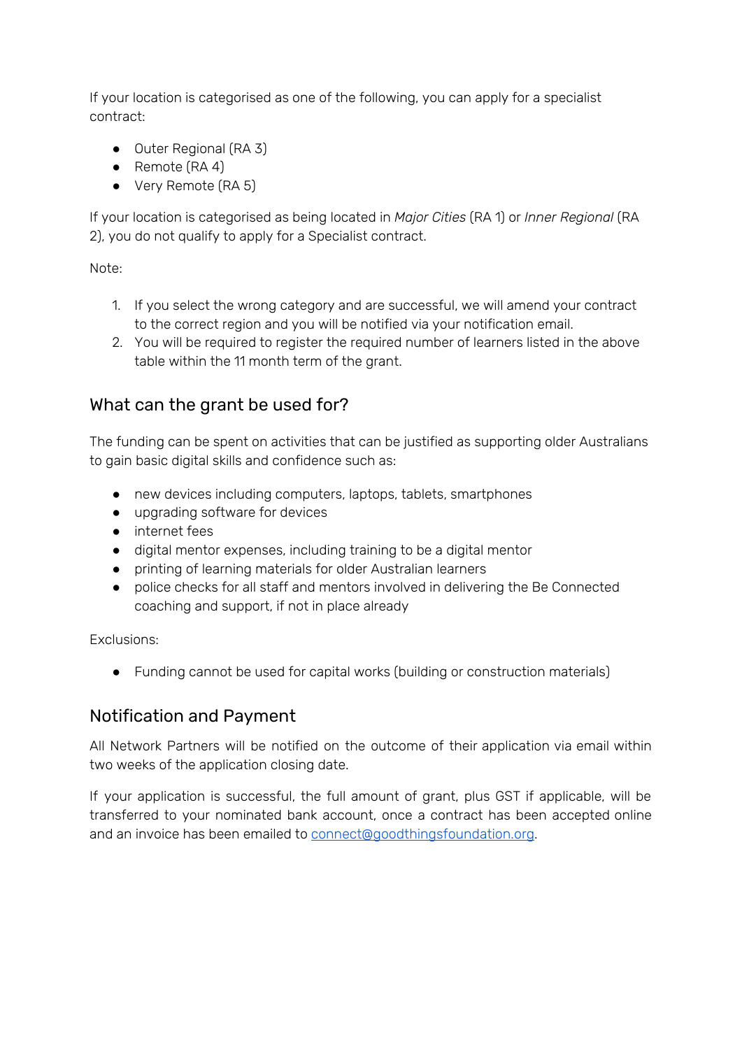If your location is categorised as one of the following, you can apply for a specialist contract:

- Outer Regional (RA 3)
- Remote (RA 4)
- Very Remote (RA 5)

If your location is categorised as being located in *Major Cities* (RA 1) or *Inner Regional* (RA 2), you do not qualify to apply for a Specialist contract.

Note:

1. If you select the wrong category and are successful, we will amend your contract to the correct region and you will be notified via your notification email.
2. You will be required to register the required number of learners listed in the above table within the 11 month term of the grant.

## What can the grant be used for?

The funding can be spent on activities that can be justified as supporting older Australians to gain basic digital skills and confidence such as:

- new devices including computers, laptops, tablets, smartphones
- upgrading software for devices
- internet fees
- digital mentor expenses, including training to be a digital mentor
- printing of learning materials for older Australian learners
- police checks for all staff and mentors involved in delivering the Be Connected coaching and support, if not in place already

Exclusions:

- Funding cannot be used for capital works (building or construction materials)

## Notification and Payment

All Network Partners will be notified on the outcome of their application via email within two weeks of the application closing date.

If your application is successful, the full amount of grant, plus GST if applicable, will be transferred to your nominated bank account, once a contract has been accepted online and an invoice has been emailed to [connect@goodthingsfoundation.org](mailto:connect@goodthingsfoundation.org).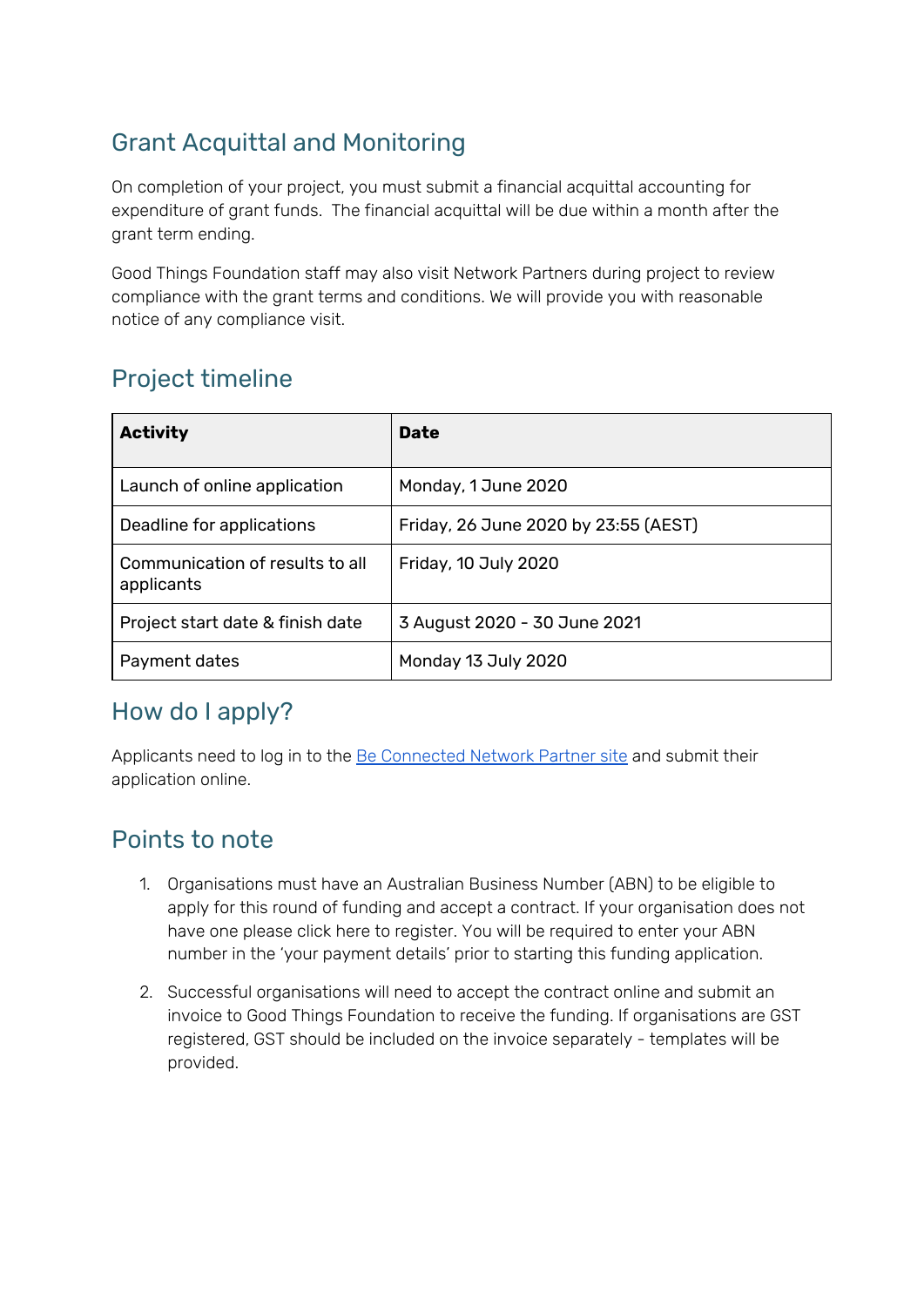## Grant Acquittal and Monitoring

On completion of your project, you must submit a financial acquittal accounting for expenditure of grant funds. The financial acquittal will be due within a month after the grant term ending.

Good Things Foundation staff may also visit Network Partners during project to review compliance with the grant terms and conditions. We will provide you with reasonable notice of any compliance visit.

## Project timeline

| Activity | Date |
|---|---|
| Launch of online application | Monday, 1 June 2020 |
| Deadline for applications | Friday, 26 June 2020 by 23:55 (AEST) |
| Communication of results to all applicants | Friday, 10 July 2020 |
| Project start date & finish date | 3 August 2020 - 30 June 2021 |
| Payment dates | Monday 13 July 2020 |

## How do I apply?

Applicants need to log in to the [Be Connected Network Partner site]() and submit their application online.

## Points to note

1. Organisations must have an Australian Business Number (ABN) to be eligible to apply for this round of funding and accept a contract. If your organisation does not have one please click here to register. You will be required to enter your ABN number in the 'your payment details' prior to starting this funding application.

2. Successful organisations will need to accept the contract online and submit an invoice to Good Things Foundation to receive the funding. If organisations are GST registered, GST should be included on the invoice separately - templates will be provided.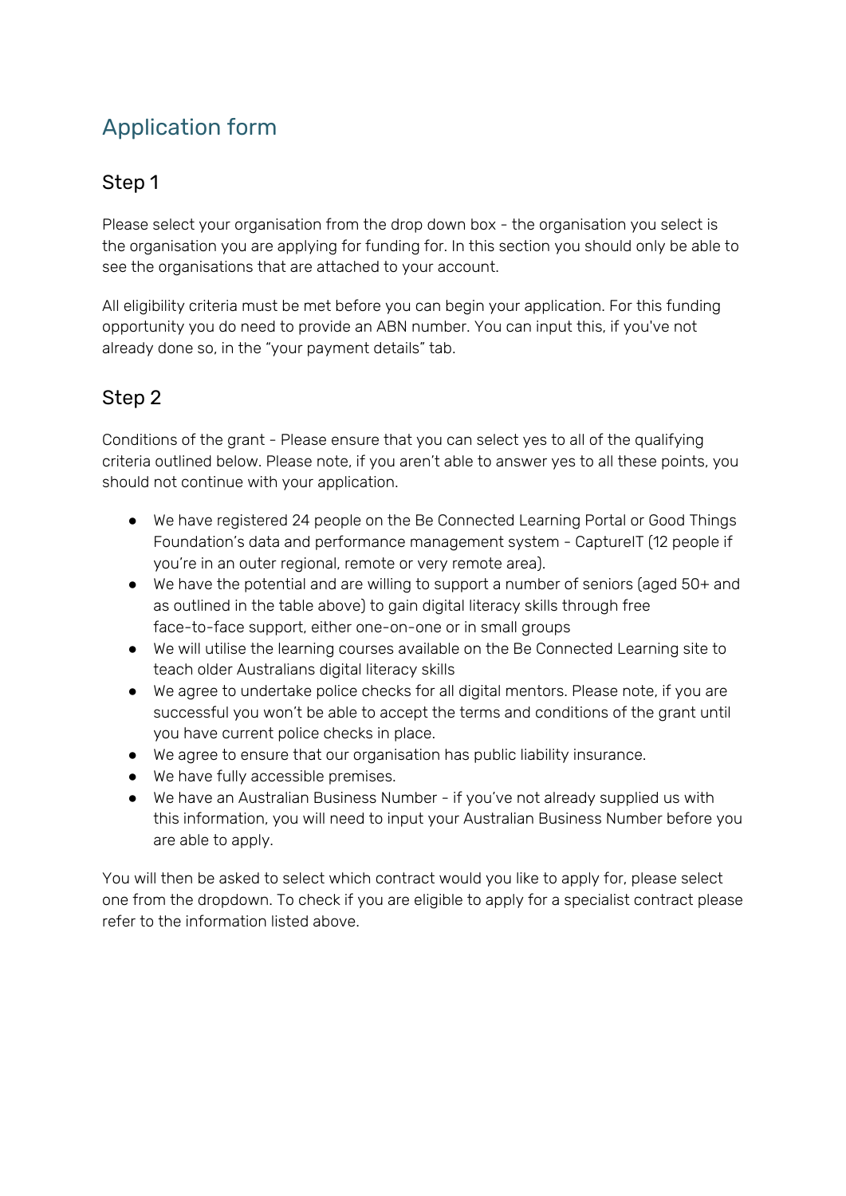# Application form

## Step 1

Please select your organisation from the drop down box - the organisation you select is the organisation you are applying for funding for. In this section you should only be able to see the organisations that are attached to your account.

All eligibility criteria must be met before you can begin your application. For this funding opportunity you do need to provide an ABN number. You can input this, if you've not already done so, in the "your payment details" tab.

## Step 2

Conditions of the grant - Please ensure that you can select yes to all of the qualifying criteria outlined below. Please note, if you aren't able to answer yes to all these points, you should not continue with your application.

- We have registered 24 people on the Be Connected Learning Portal or Good Things Foundation's data and performance management system - CaptureIT (12 people if you're in an outer regional, remote or very remote area).
- We have the potential and are willing to support a number of seniors (aged 50+ and as outlined in the table above) to gain digital literacy skills through free face-to-face support, either one-on-one or in small groups
- We will utilise the learning courses available on the Be Connected Learning site to teach older Australians digital literacy skills
- We agree to undertake police checks for all digital mentors. Please note, if you are successful you won't be able to accept the terms and conditions of the grant until you have current police checks in place.
- We agree to ensure that our organisation has public liability insurance.
- We have fully accessible premises.
- We have an Australian Business Number - if you've not already supplied us with this information, you will need to input your Australian Business Number before you are able to apply.

You will then be asked to select which contract would you like to apply for, please select one from the dropdown. To check if you are eligible to apply for a specialist contract please refer to the information listed above.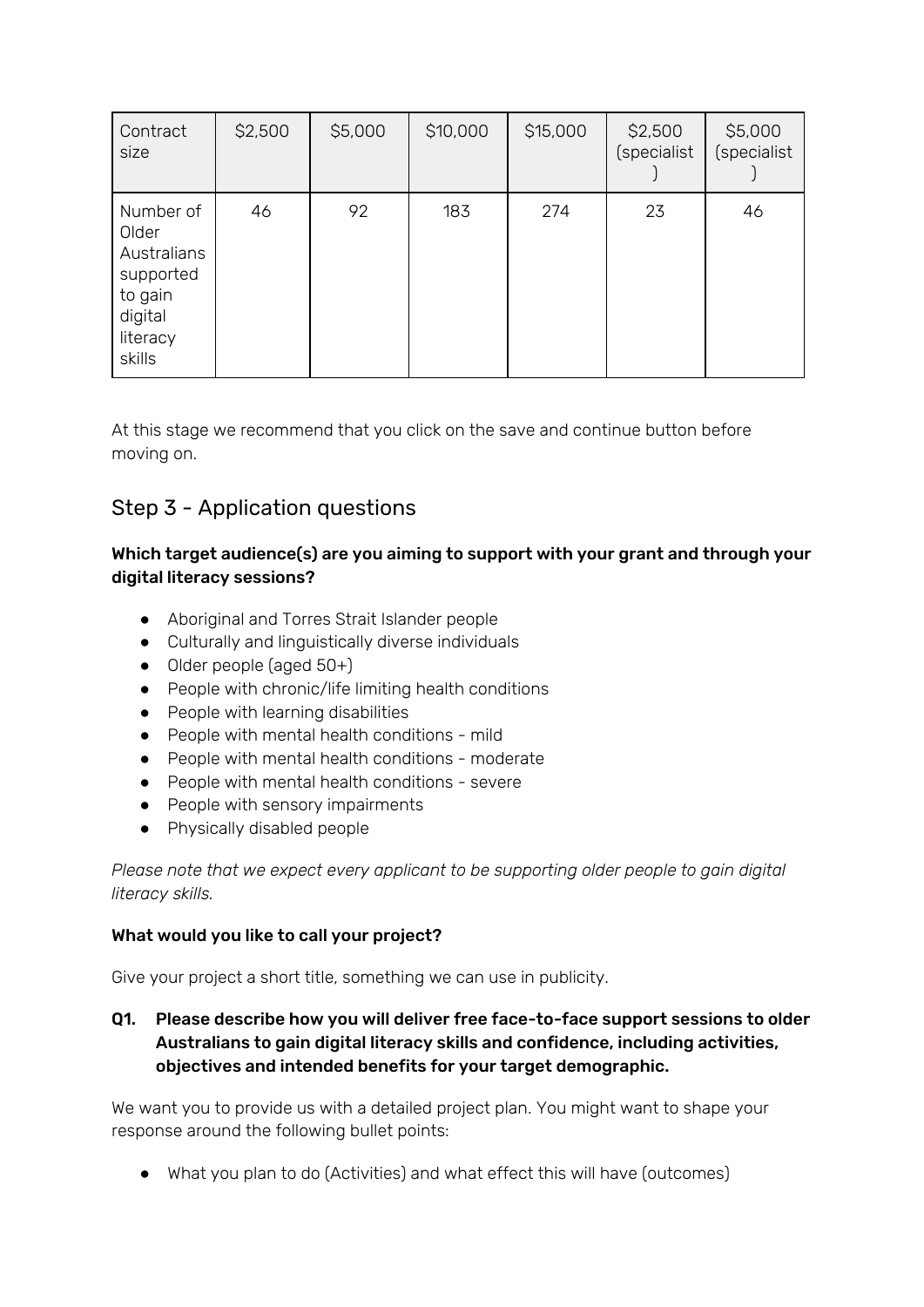| Contract size | $2,500 | $5,000 | $10,000 | $15,000 | $2,500 (specialist) | $5,000 (specialist) |
|---|---|---|---|---|---|---|
| Number of Older Australians supported to gain digital literacy skills | 46 | 92 | 183 | 274 | 23 | 46 |

At this stage we recommend that you click on the save and continue button before moving on.

## Step 3 - Application questions

**Which target audience(s) are you aiming to support with your grant and through your digital literacy sessions?**

- Aboriginal and Torres Strait Islander people
- Culturally and linguistically diverse individuals
- Older people (aged 50+)
- People with chronic/life limiting health conditions
- People with learning disabilities
- People with mental health conditions - mild
- People with mental health conditions - moderate
- People with mental health conditions - severe
- People with sensory impairments
- Physically disabled people

*Please note that we expect every applicant to be supporting older people to gain digital literacy skills.*

**What would you like to call your project?**

Give your project a short title, something we can use in publicity.

**Q1. Please describe how you will deliver free face-to-face support sessions to older Australians to gain digital literacy skills and confidence, including activities, objectives and intended benefits for your target demographic.**

We want you to provide us with a detailed project plan. You might want to shape your response around the following bullet points:

- What you plan to do (Activities) and what effect this will have (outcomes)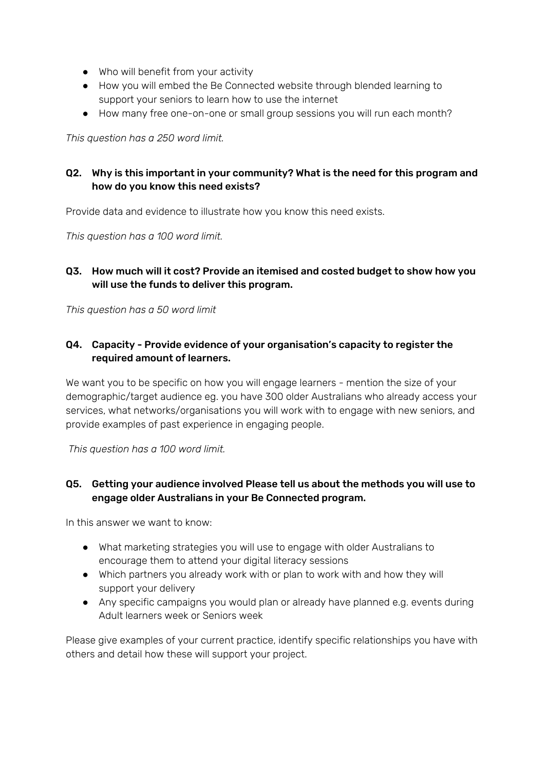- Who will benefit from your activity
- How you will embed the Be Connected website through blended learning to support your seniors to learn how to use the internet
- How many free one-on-one or small group sessions you will run each month?

*This question has a 250 word limit.*

**Q2. Why is this important in your community? What is the need for this program and how do you know this need exists?**

Provide data and evidence to illustrate how you know this need exists.

*This question has a 100 word limit.*

**Q3. How much will it cost? Provide an itemised and costed budget to show how you will use the funds to deliver this program.**

*This question has a 50 word limit*

**Q4. Capacity - Provide evidence of your organisation's capacity to register the required amount of learners.**

We want you to be specific on how you will engage learners - mention the size of your demographic/target audience eg. you have 300 older Australians who already access your services, what networks/organisations you will work with to engage with new seniors, and provide examples of past experience in engaging people.

*This question has a 100 word limit.*

**Q5. Getting your audience involved Please tell us about the methods you will use to engage older Australians in your Be Connected program.**

In this answer we want to know:

- What marketing strategies you will use to engage with older Australians to encourage them to attend your digital literacy sessions
- Which partners you already work with or plan to work with and how they will support your delivery
- Any specific campaigns you would plan or already have planned e.g. events during Adult learners week or Seniors week

Please give examples of your current practice, identify specific relationships you have with others and detail how these will support your project.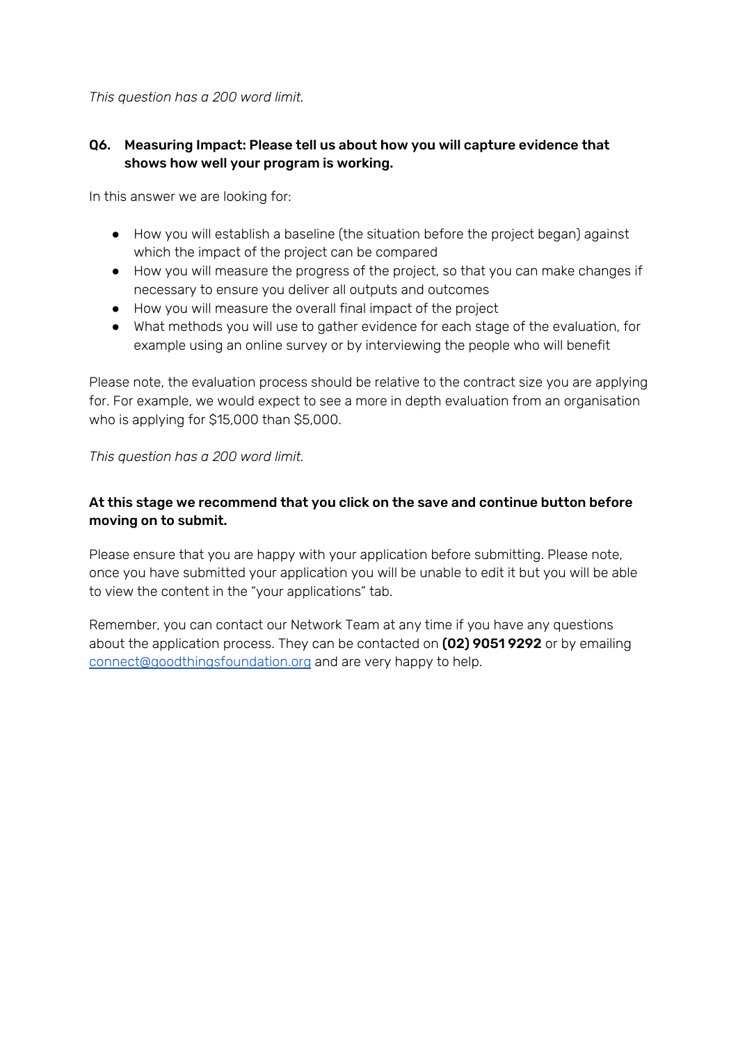*This question has a 200 word limit.*

**Q6. Measuring Impact: Please tell us about how you will capture evidence that shows how well your program is working.**

In this answer we are looking for:

- How you will establish a baseline (the situation before the project began) against which the impact of the project can be compared
- How you will measure the progress of the project, so that you can make changes if necessary to ensure you deliver all outputs and outcomes
- How you will measure the overall final impact of the project
- What methods you will use to gather evidence for each stage of the evaluation, for example using an online survey or by interviewing the people who will benefit

Please note, the evaluation process should be relative to the contract size you are applying for. For example, we would expect to see a more in depth evaluation from an organisation who is applying for $15,000 than $5,000.

*This question has a 200 word limit.*

**At this stage we recommend that you click on the save and continue button before moving on to submit.**

Please ensure that you are happy with your application before submitting. Please note, once you have submitted your application you will be unable to edit it but you will be able to view the content in the "your applications" tab.

Remember, you can contact our Network Team at any time if you have any questions about the application process. They can be contacted on **(02) 9051 9292** or by emailing [connect@goodthingsfoundation.org](mailto:connect@goodthingsfoundation.org) and are very happy to help.